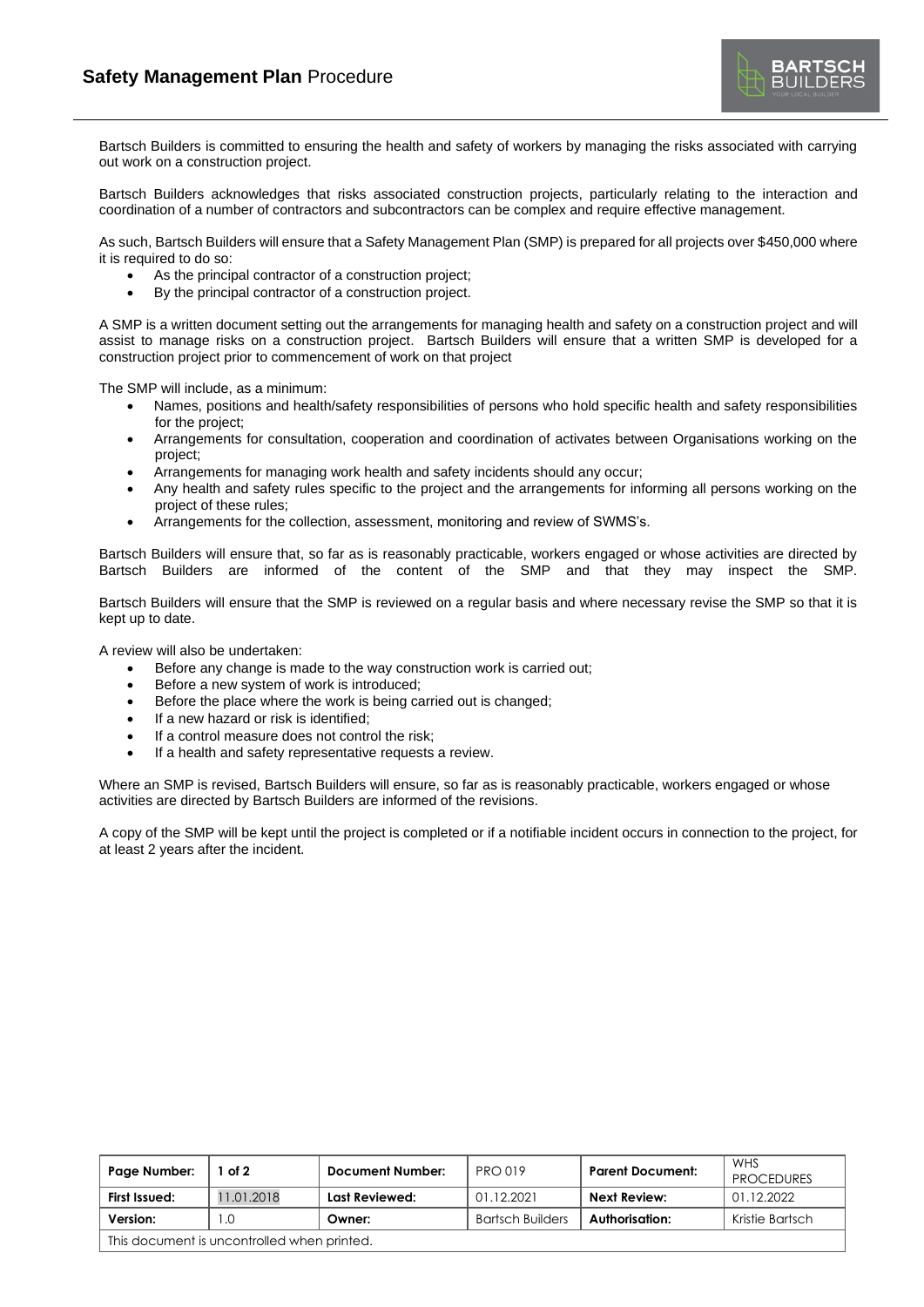# **Safety Management Plan** Procedure

Bartsch Builders is committed to ensuring the health and safety of workers by managing the risks associated with carrying out work on a construction project.

Bartsch Builders acknowledges that risks associated construction projects, particularly relating to the interaction and coordination of a number of contractors and subcontractors can be complex and require effective management.

As such, Bartsch Builders will ensure that a Safety Management Plan (SMP) is prepared for all projects over $450,000 where it is required to do so:

- As the principal contractor of a construction project;
- By the principal contractor of a construction project.

A SMP is a written document setting out the arrangements for managing health and safety on a construction project and will assist to manage risks on a construction project. Bartsch Builders will ensure that a written SMP is developed for a construction project prior to commencement of work on that project

The SMP will include, as a minimum:

- Names, positions and health/safety responsibilities of persons who hold specific health and safety responsibilities for the project;
- Arrangements for consultation, cooperation and coordination of activates between Organisations working on the project;
- Arrangements for managing work health and safety incidents should any occur;
- Any health and safety rules specific to the project and the arrangements for informing all persons working on the project of these rules;
- Arrangements for the collection, assessment, monitoring and review of SWMS's.

Bartsch Builders will ensure that, so far as is reasonably practicable, workers engaged or whose activities are directed by Bartsch Builders are informed of the content of the SMP and that they may inspect the SMP.

Bartsch Builders will ensure that the SMP is reviewed on a regular basis and where necessary revise the SMP so that it is kept up to date.

A review will also be undertaken:

- Before any change is made to the way construction work is carried out;
- Before a new system of work is introduced;
- Before the place where the work is being carried out is changed;
- If a new hazard or risk is identified;
- If a control measure does not control the risk;
- If a health and safety representative requests a review.

Where an SMP is revised, Bartsch Builders will ensure, so far as is reasonably practicable, workers engaged or whose activities are directed by Bartsch Builders are informed of the revisions.

A copy of the SMP will be kept until the project is completed or if a notifiable incident occurs in connection to the project, for at least 2 years after the incident.

| **Page Number:** | **1 of 2** | **Document Number:** | PRO 019 | **Parent Document:** | WHS PROCEDURES |
|---|---|---|---|---|---|
| **First Issued:** | 11.01.2018 | **Last Reviewed:** | 01.12.2021 | **Next Review:** | 01.12.2022 |
| **Version:** | 1.0 | **Owner:** | Bartsch Builders | **Authorisation:** | Kristie Bartsch |
| This document is uncontrolled when printed. | | | | | |